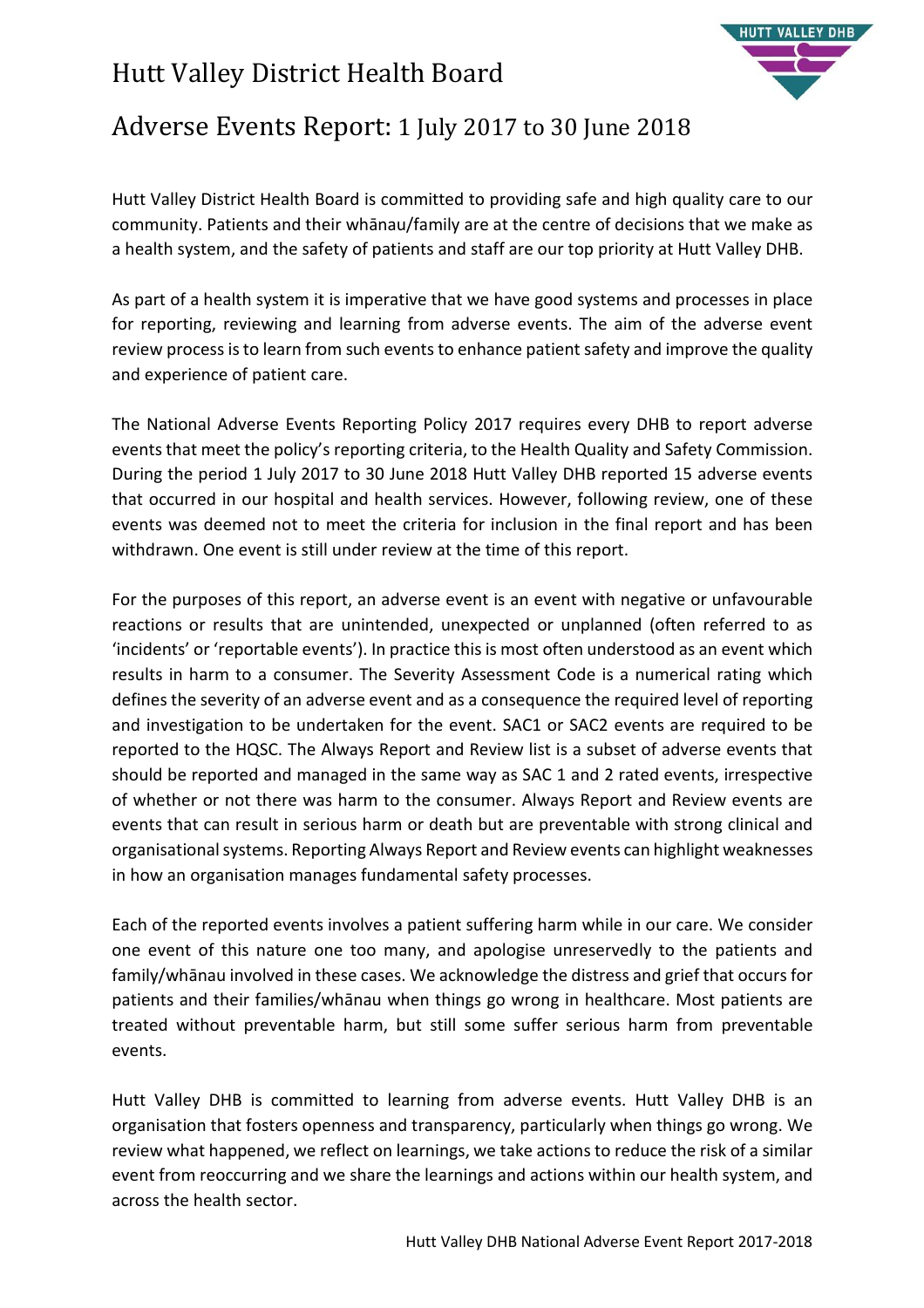# Hutt Valley District Health Board

## Adverse Events Report: 1 July 2017 to 30 June 2018

Hutt Valley District Health Board is committed to providing safe and high quality care to our community. Patients and their whānau/family are at the centre of decisions that we make as a health system, and the safety of patients and staff are our top priority at Hutt Valley DHB.

As part of a health system it is imperative that we have good systems and processes in place for reporting, reviewing and learning from adverse events. The aim of the adverse event review process is to learn from such events to enhance patient safety and improve the quality and experience of patient care.

The National Adverse Events Reporting Policy 2017 requires every DHB to report adverse events that meet the policy's reporting criteria, to the Health Quality and Safety Commission. During the period 1 July 2017 to 30 June 2018 Hutt Valley DHB reported 15 adverse events that occurred in our hospital and health services. However, following review, one of these events was deemed not to meet the criteria for inclusion in the final report and has been withdrawn. One event is still under review at the time of this report.

For the purposes of this report, an adverse event is an event with negative or unfavourable reactions or results that are unintended, unexpected or unplanned (often referred to as 'incidents' or 'reportable events'). In practice this is most often understood as an event which results in harm to a consumer. The Severity Assessment Code is a numerical rating which defines the severity of an adverse event and as a consequence the required level of reporting and investigation to be undertaken for the event. SAC1 or SAC2 events are required to be reported to the HQSC. The Always Report and Review list is a subset of adverse events that should be reported and managed in the same way as SAC 1 and 2 rated events, irrespective of whether or not there was harm to the consumer. Always Report and Review events are events that can result in serious harm or death but are preventable with strong clinical and organisational systems. Reporting Always Report and Review events can highlight weaknesses in how an organisation manages fundamental safety processes.

Each of the reported events involves a patient suffering harm while in our care. We consider one event of this nature one too many, and apologise unreservedly to the patients and family/whānau involved in these cases. We acknowledge the distress and grief that occurs for patients and their families/whānau when things go wrong in healthcare. Most patients are treated without preventable harm, but still some suffer serious harm from preventable events.

Hutt Valley DHB is committed to learning from adverse events. Hutt Valley DHB is an organisation that fosters openness and transparency, particularly when things go wrong. We review what happened, we reflect on learnings, we take actions to reduce the risk of a similar event from reoccurring and we share the learnings and actions within our health system, and across the health sector.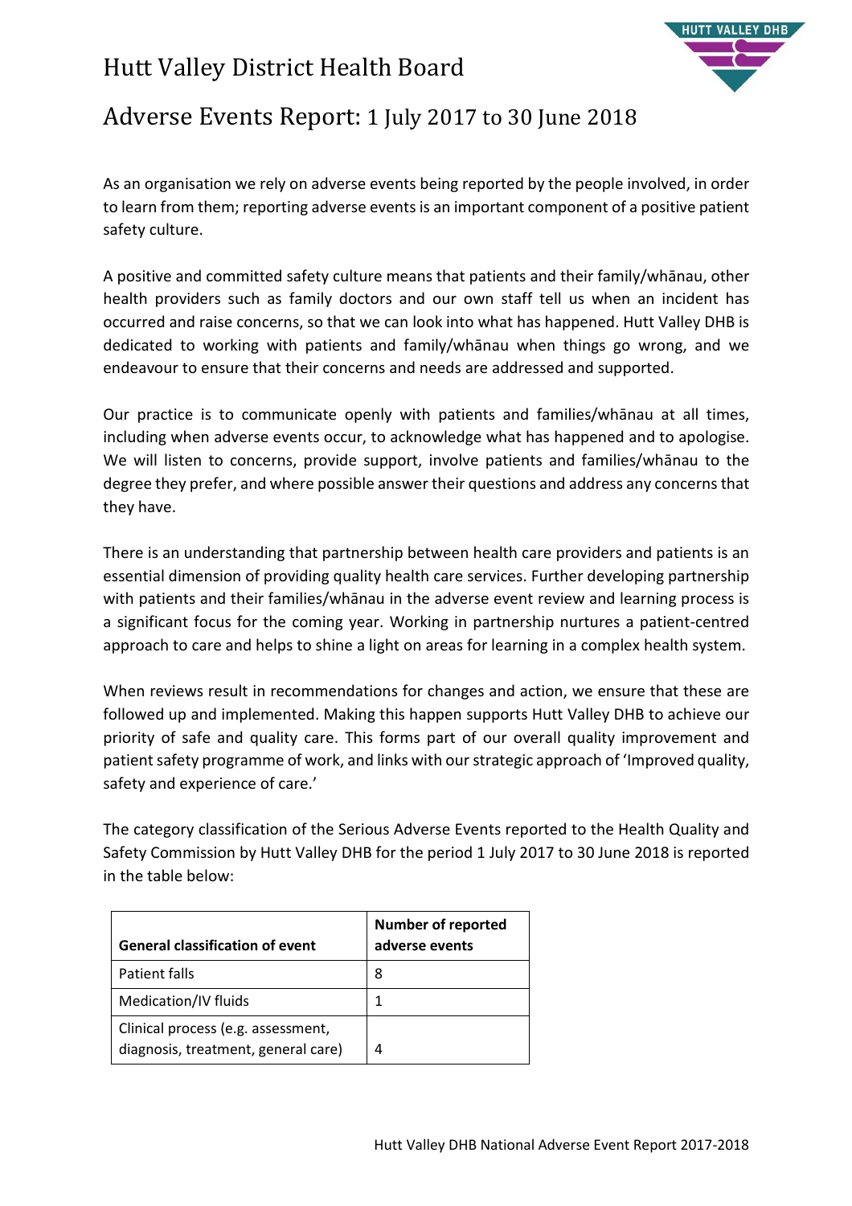# Hutt Valley District Health Board

## Adverse Events Report: 1 July 2017 to 30 June 2018

As an organisation we rely on adverse events being reported by the people involved, in order to learn from them; reporting adverse events is an important component of a positive patient safety culture.

A positive and committed safety culture means that patients and their family/whānau, other health providers such as family doctors and our own staff tell us when an incident has occurred and raise concerns, so that we can look into what has happened. Hutt Valley DHB is dedicated to working with patients and family/whānau when things go wrong, and we endeavour to ensure that their concerns and needs are addressed and supported.

Our practice is to communicate openly with patients and families/whānau at all times, including when adverse events occur, to acknowledge what has happened and to apologise. We will listen to concerns, provide support, involve patients and families/whānau to the degree they prefer, and where possible answer their questions and address any concerns that they have.

There is an understanding that partnership between health care providers and patients is an essential dimension of providing quality health care services. Further developing partnership with patients and their families/whānau in the adverse event review and learning process is a significant focus for the coming year. Working in partnership nurtures a patient-centred approach to care and helps to shine a light on areas for learning in a complex health system.

When reviews result in recommendations for changes and action, we ensure that these are followed up and implemented. Making this happen supports Hutt Valley DHB to achieve our priority of safe and quality care. This forms part of our overall quality improvement and patient safety programme of work, and links with our strategic approach of 'Improved quality, safety and experience of care.'

The category classification of the Serious Adverse Events reported to the Health Quality and Safety Commission by Hutt Valley DHB for the period 1 July 2017 to 30 June 2018 is reported in the table below:

| General classification of event | Number of reported adverse events |
| --- | --- |
| Patient falls | 8 |
| Medication/IV fluids | 1 |
| Clinical process (e.g. assessment, diagnosis, treatment, general care) | 4 |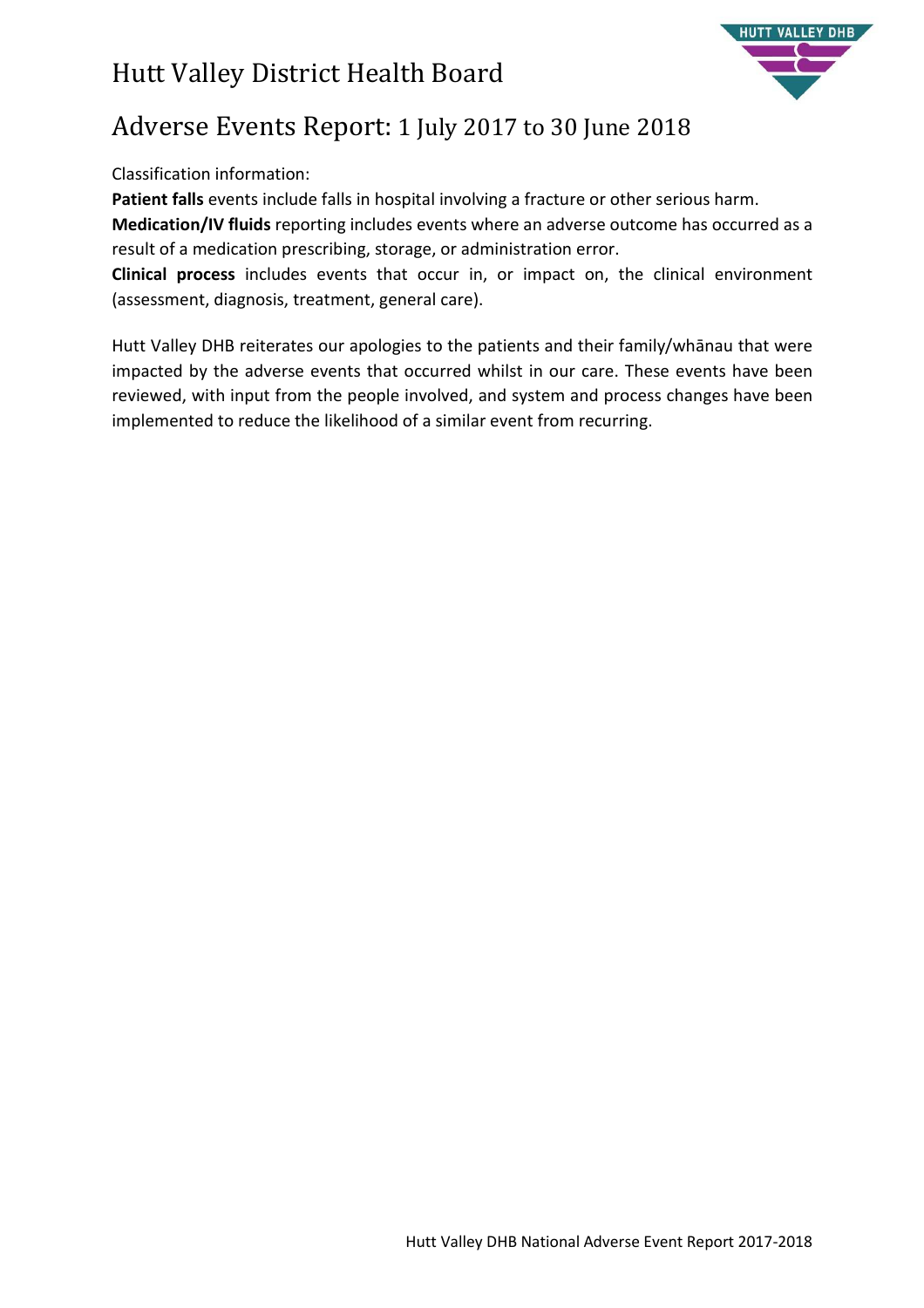# Hutt Valley District Health Board

## Adverse Events Report: 1 July 2017 to 30 June 2018

Classification information:

**Patient falls** events include falls in hospital involving a fracture or other serious harm.

**Medication/IV fluids** reporting includes events where an adverse outcome has occurred as a result of a medication prescribing, storage, or administration error.

**Clinical process** includes events that occur in, or impact on, the clinical environment (assessment, diagnosis, treatment, general care).

Hutt Valley DHB reiterates our apologies to the patients and their family/whānau that were impacted by the adverse events that occurred whilst in our care. These events have been reviewed, with input from the people involved, and system and process changes have been implemented to reduce the likelihood of a similar event from recurring.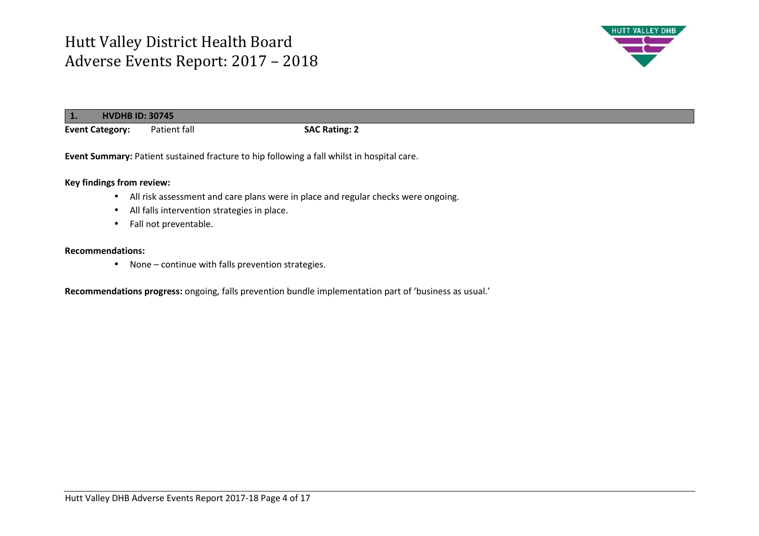# Hutt Valley District Health Board Adverse Events Report: 2017 – 2018

## 1. HVDHB ID: 30745

**Event Category:** Patient fall **SAC Rating: 2**

**Event Summary:** Patient sustained fracture to hip following a fall whilst in hospital care.

**Key findings from review:**

- All risk assessment and care plans were in place and regular checks were ongoing.
- All falls intervention strategies in place.
- Fall not preventable.

**Recommendations:**

- None – continue with falls prevention strategies.

**Recommendations progress:** ongoing, falls prevention bundle implementation part of 'business as usual.'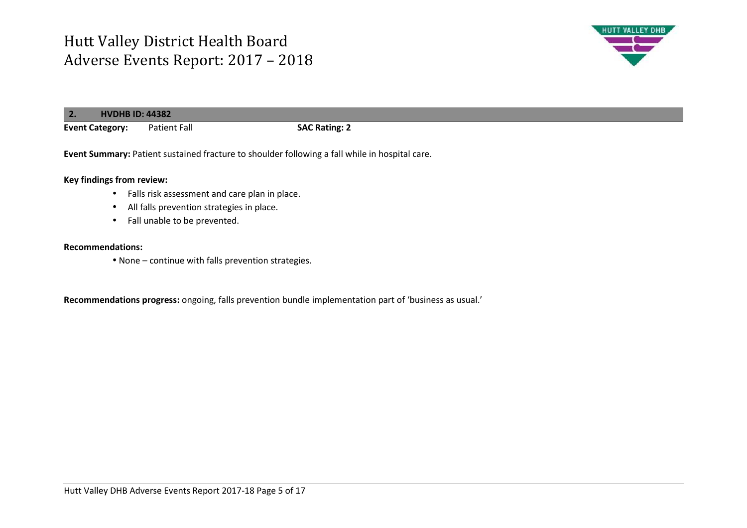## 2. HVDHB ID: 44382

**Event Category:** Patient Fall **SAC Rating: 2**

**Event Summary:** Patient sustained fracture to shoulder following a fall while in hospital care.

**Key findings from review:**

- Falls risk assessment and care plan in place.
- All falls prevention strategies in place.
- Fall unable to be prevented.

**Recommendations:**

- None – continue with falls prevention strategies.

**Recommendations progress:** ongoing, falls prevention bundle implementation part of 'business as usual.'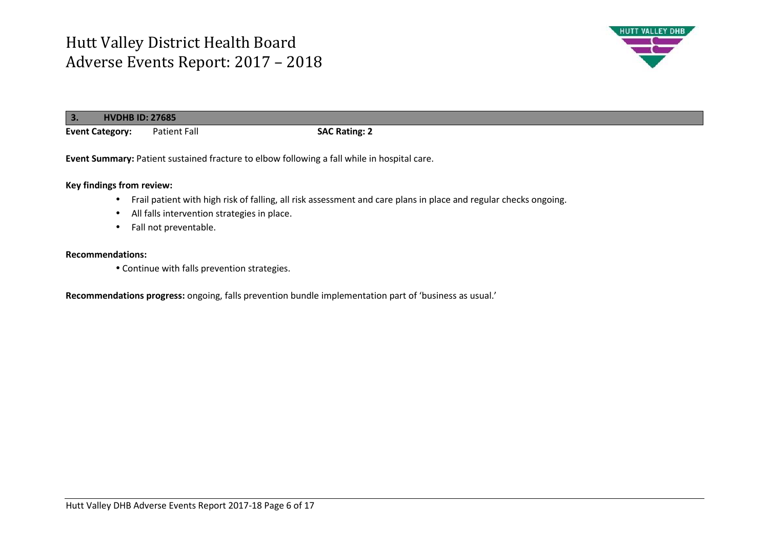## 3. HVDHB ID: 27685

**Event Category:** Patient Fall **SAC Rating: 2**

**Event Summary:** Patient sustained fracture to elbow following a fall while in hospital care.

**Key findings from review:**

- Frail patient with high risk of falling, all risk assessment and care plans in place and regular checks ongoing.
- All falls intervention strategies in place.
- Fall not preventable.

**Recommendations:**

- Continue with falls prevention strategies.

**Recommendations progress:** ongoing, falls prevention bundle implementation part of 'business as usual.'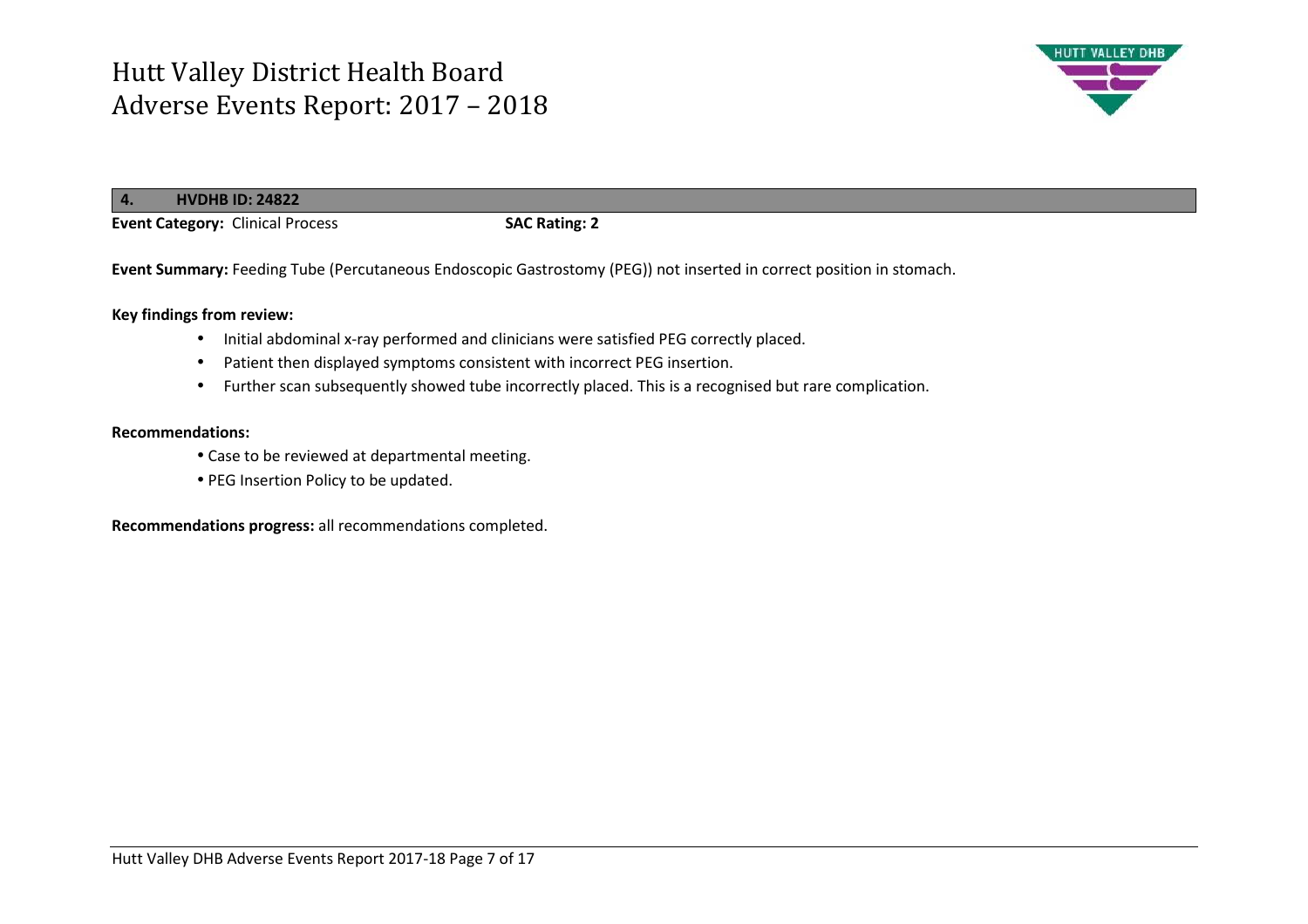## 4. HVDHB ID: 24822

**Event Category:** Clinical Process **SAC Rating: 2**

**Event Summary:** Feeding Tube (Percutaneous Endoscopic Gastrostomy (PEG)) not inserted in correct position in stomach.

**Key findings from review:**

- Initial abdominal x-ray performed and clinicians were satisfied PEG correctly placed.
- Patient then displayed symptoms consistent with incorrect PEG insertion.
- Further scan subsequently showed tube incorrectly placed. This is a recognised but rare complication.

**Recommendations:**

- Case to be reviewed at departmental meeting.
- PEG Insertion Policy to be updated.

**Recommendations progress:** all recommendations completed.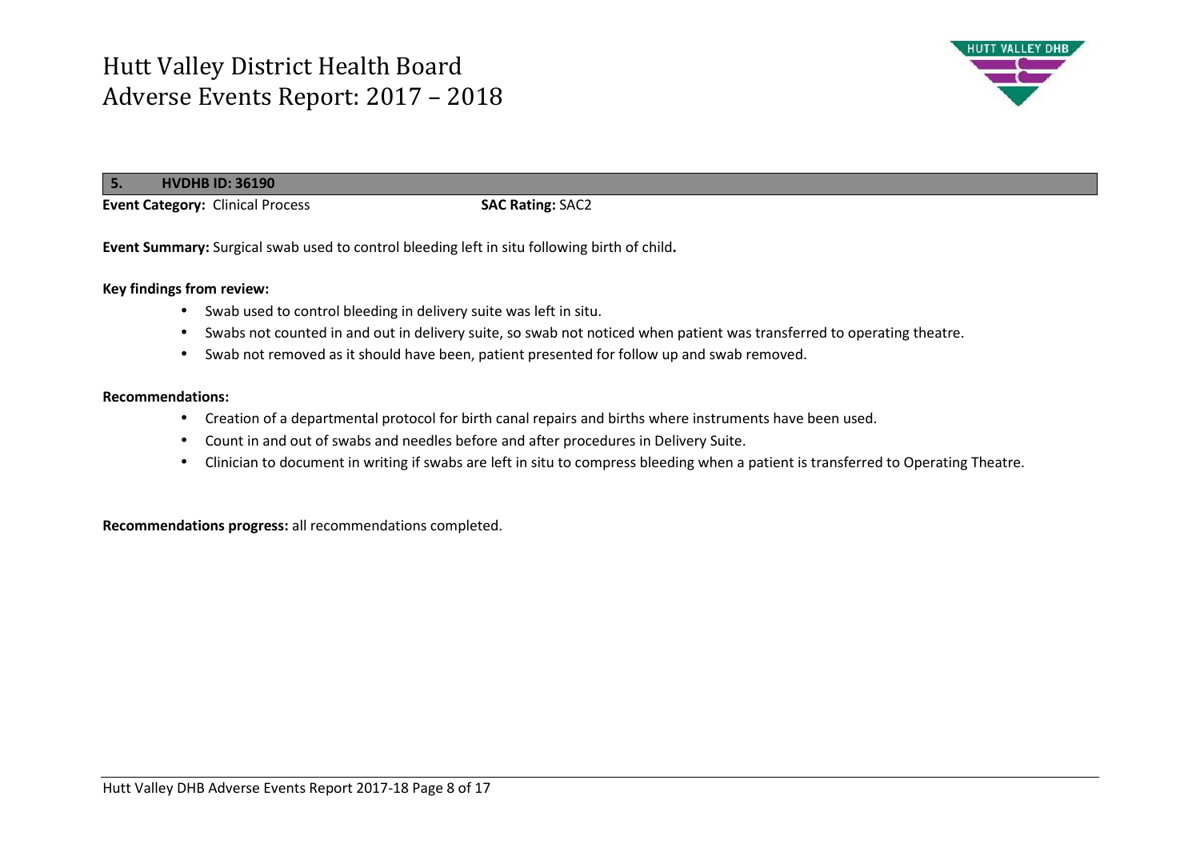## 5. HVDHB ID: 36190

**Event Category:** Clinical Process **SAC Rating:** SAC2

**Event Summary:** Surgical swab used to control bleeding left in situ following birth of child**.**

**Key findings from review:**

- Swab used to control bleeding in delivery suite was left in situ.
- Swabs not counted in and out in delivery suite, so swab not noticed when patient was transferred to operating theatre.
- Swab not removed as it should have been, patient presented for follow up and swab removed.

**Recommendations:**

- Creation of a departmental protocol for birth canal repairs and births where instruments have been used.
- Count in and out of swabs and needles before and after procedures in Delivery Suite.
- Clinician to document in writing if swabs are left in situ to compress bleeding when a patient is transferred to Operating Theatre.

**Recommendations progress:** all recommendations completed.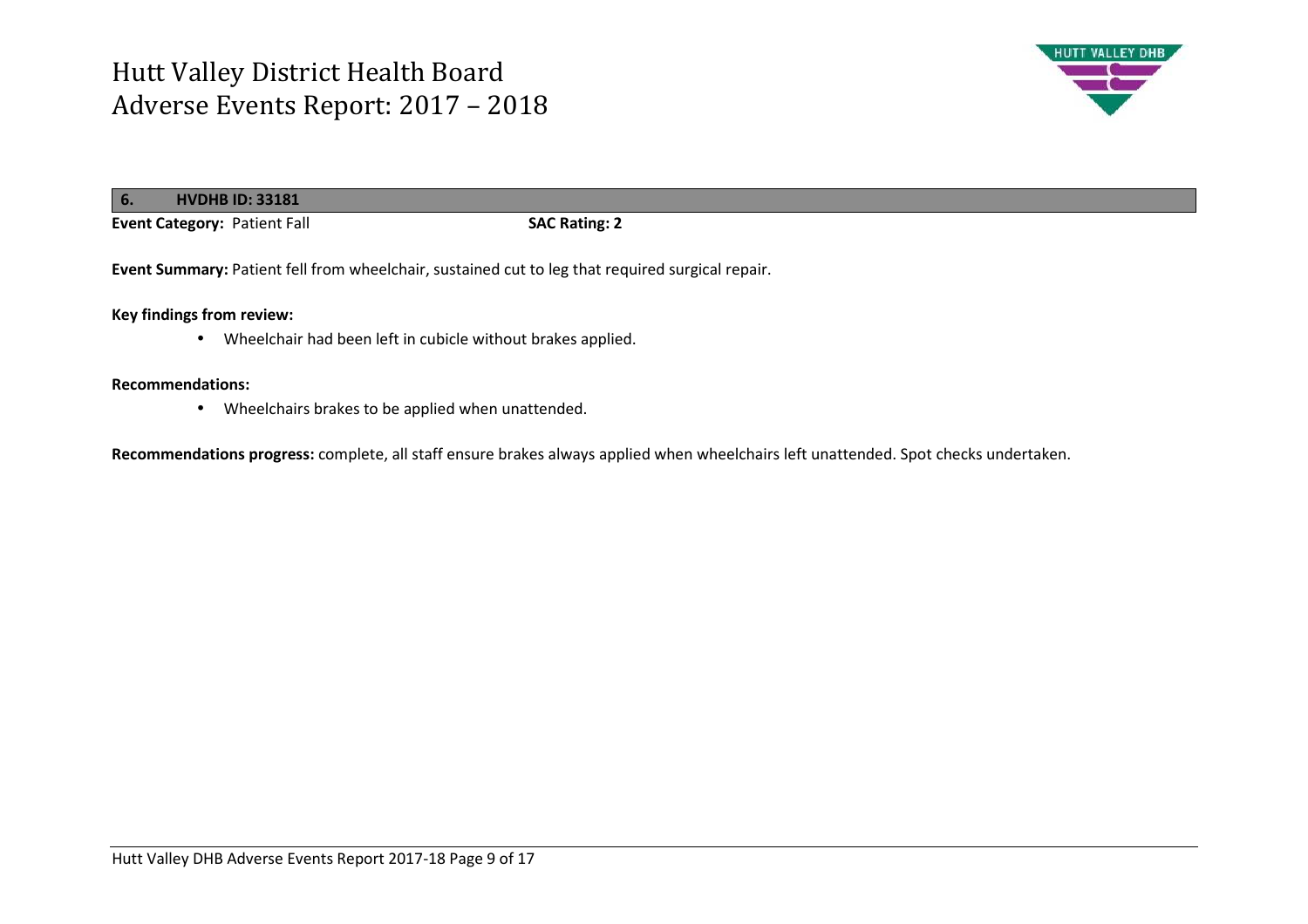## 6. HVDHB ID: 33181

**Event Category:** Patient Fall **SAC Rating: 2**

**Event Summary:** Patient fell from wheelchair, sustained cut to leg that required surgical repair.

**Key findings from review:**

- Wheelchair had been left in cubicle without brakes applied.

**Recommendations:**

- Wheelchairs brakes to be applied when unattended.

**Recommendations progress:** complete, all staff ensure brakes always applied when wheelchairs left unattended. Spot checks undertaken.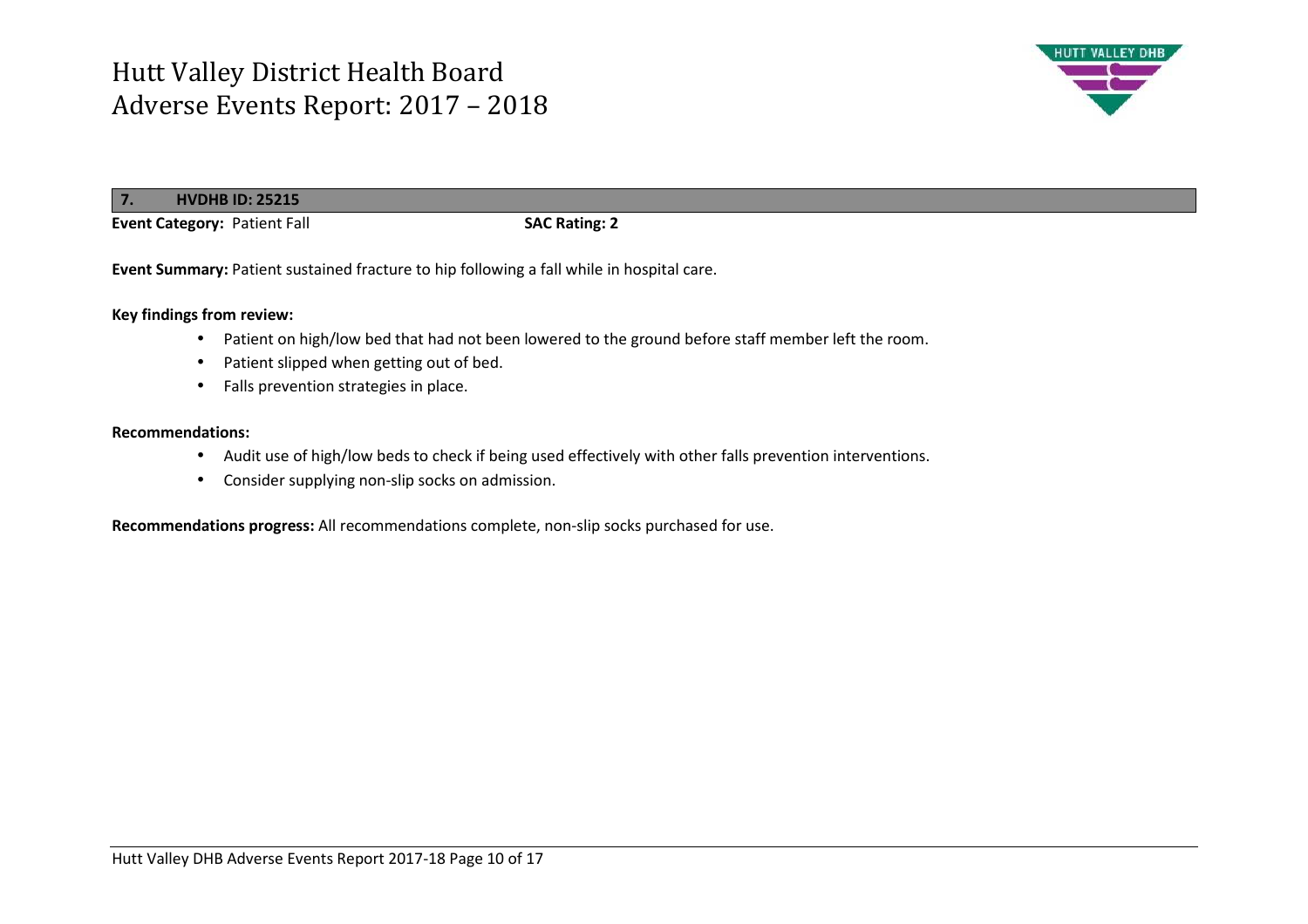## 7. HVDHB ID: 25215

**Event Category:** Patient Fall **SAC Rating: 2**

**Event Summary:** Patient sustained fracture to hip following a fall while in hospital care.

**Key findings from review:**

- Patient on high/low bed that had not been lowered to the ground before staff member left the room.
- Patient slipped when getting out of bed.
- Falls prevention strategies in place.

**Recommendations:**

- Audit use of high/low beds to check if being used effectively with other falls prevention interventions.
- Consider supplying non-slip socks on admission.

**Recommendations progress:** All recommendations complete, non-slip socks purchased for use.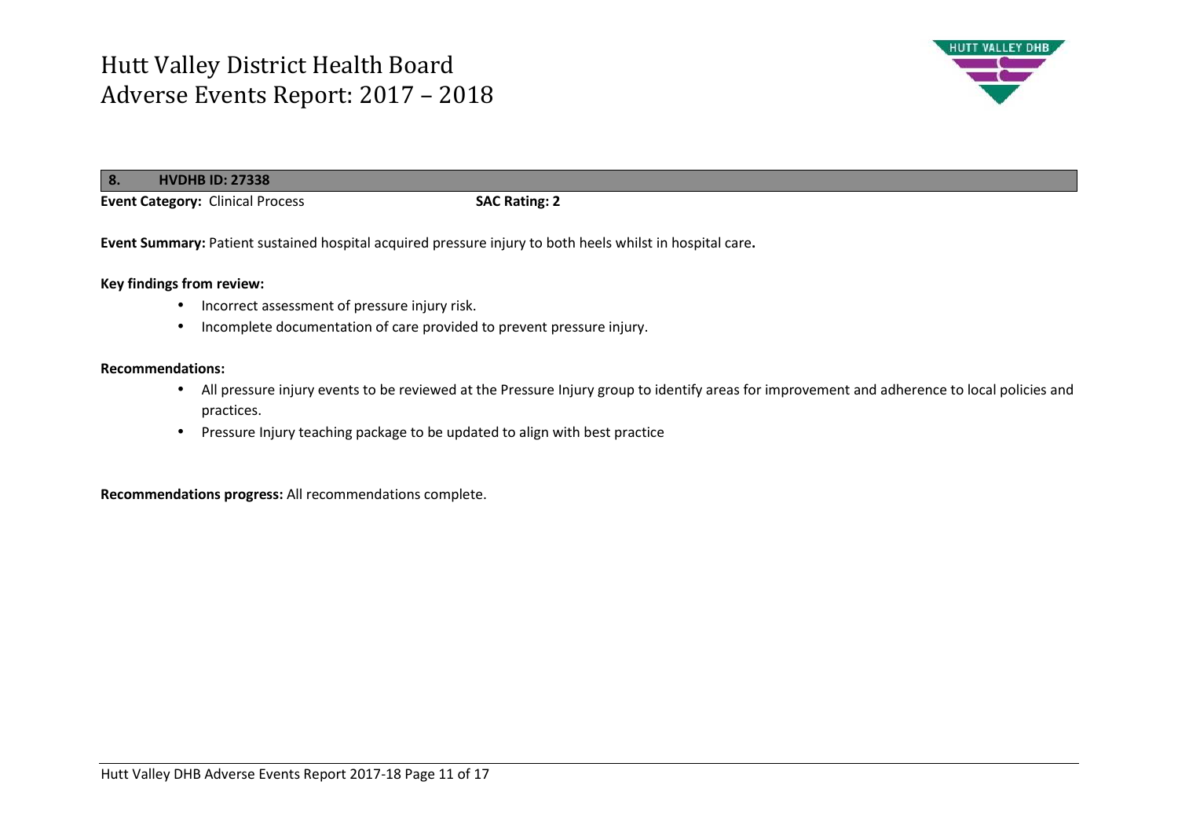## 8. HVDHB ID: 27338

**Event Category:** Clinical Process **SAC Rating: 2**

**Event Summary:** Patient sustained hospital acquired pressure injury to both heels whilst in hospital care**.**

**Key findings from review:**

- Incorrect assessment of pressure injury risk.
- Incomplete documentation of care provided to prevent pressure injury.

**Recommendations:**

- All pressure injury events to be reviewed at the Pressure Injury group to identify areas for improvement and adherence to local policies and practices.
- Pressure Injury teaching package to be updated to align with best practice

**Recommendations progress:** All recommendations complete.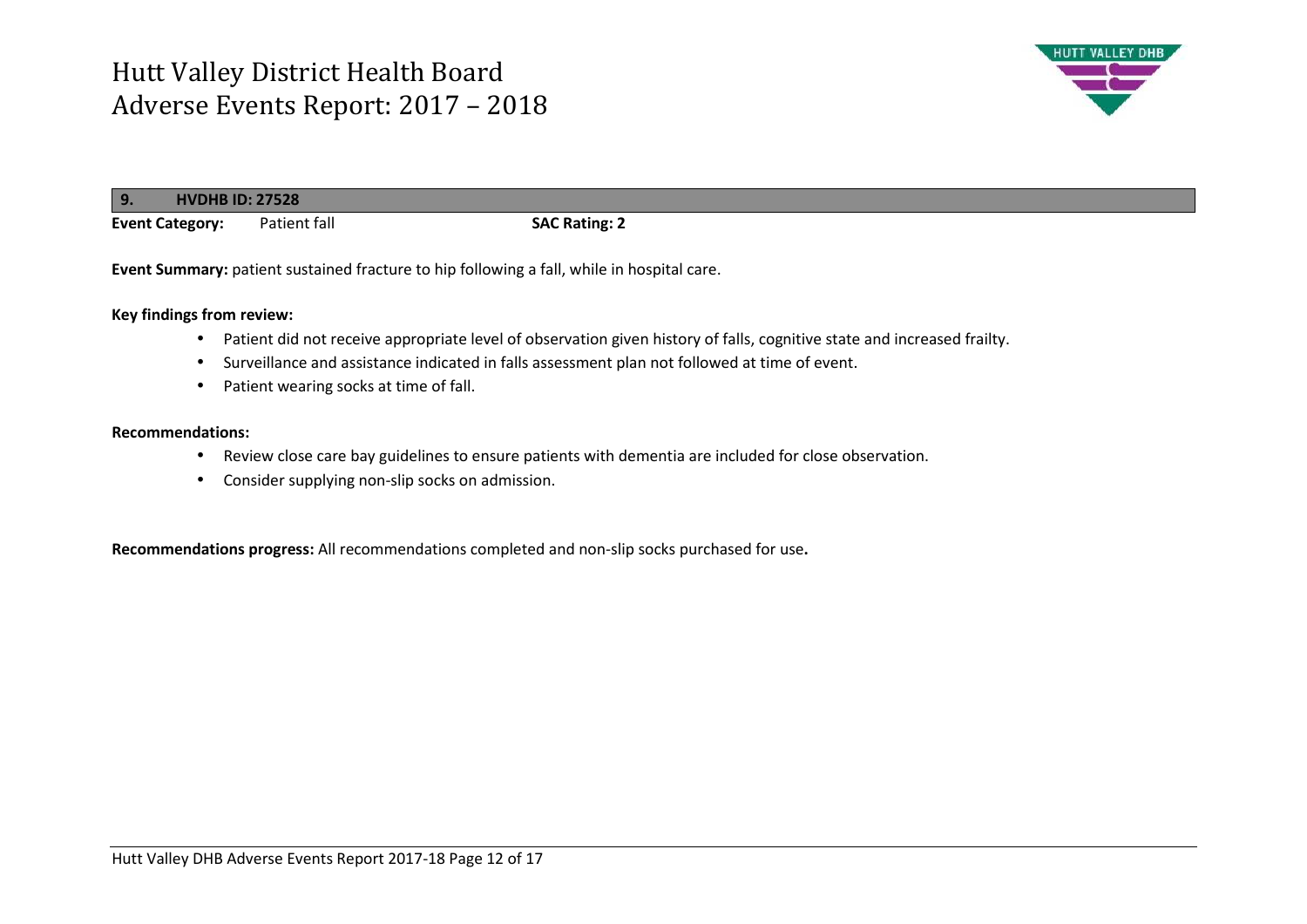# Hutt Valley District Health Board
# Adverse Events Report: 2017 – 2018

| 9. | HVDHB ID: 27528 |
|---|---|

**Event Category:** Patient fall **SAC Rating: 2**

**Event Summary:** patient sustained fracture to hip following a fall, while in hospital care.

**Key findings from review:**

- Patient did not receive appropriate level of observation given history of falls, cognitive state and increased frailty.
- Surveillance and assistance indicated in falls assessment plan not followed at time of event.
- Patient wearing socks at time of fall.

**Recommendations:**

- Review close care bay guidelines to ensure patients with dementia are included for close observation.
- Consider supplying non-slip socks on admission.

**Recommendations progress:** All recommendations completed and non-slip socks purchased for use**.**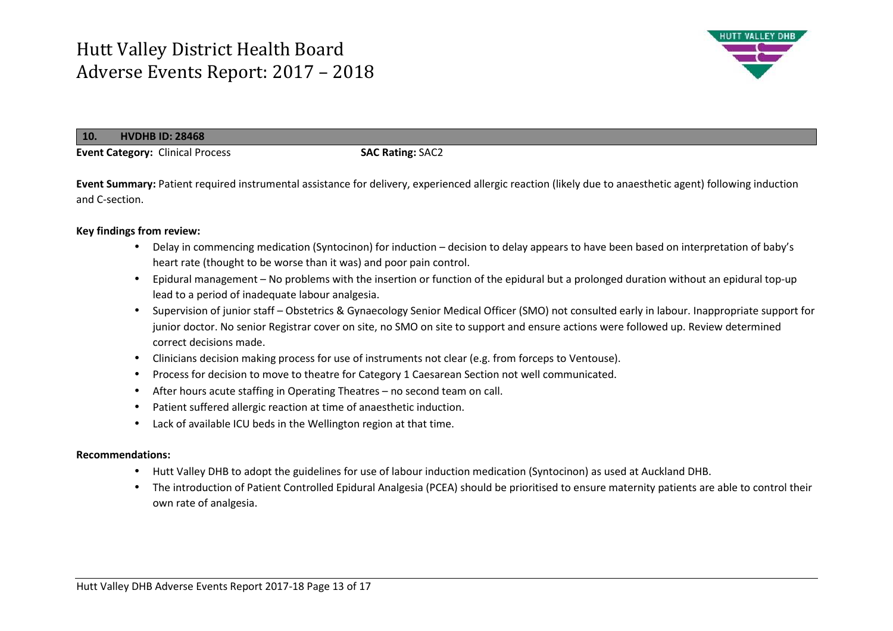**10. HVDHB ID: 28468**

**Event Category:** Clinical Process **SAC Rating:** SAC2

**Event Summary:** Patient required instrumental assistance for delivery, experienced allergic reaction (likely due to anaesthetic agent) following induction and C-section.

**Key findings from review:**

- Delay in commencing medication (Syntocinon) for induction – decision to delay appears to have been based on interpretation of baby's heart rate (thought to be worse than it was) and poor pain control.
- Epidural management – No problems with the insertion or function of the epidural but a prolonged duration without an epidural top-up lead to a period of inadequate labour analgesia.
- Supervision of junior staff – Obstetrics & Gynaecology Senior Medical Officer (SMO) not consulted early in labour. Inappropriate support for junior doctor. No senior Registrar cover on site, no SMO on site to support and ensure actions were followed up. Review determined correct decisions made.
- Clinicians decision making process for use of instruments not clear (e.g. from forceps to Ventouse).
- Process for decision to move to theatre for Category 1 Caesarean Section not well communicated.
- After hours acute staffing in Operating Theatres – no second team on call.
- Patient suffered allergic reaction at time of anaesthetic induction.
- Lack of available ICU beds in the Wellington region at that time.

**Recommendations:**

- Hutt Valley DHB to adopt the guidelines for use of labour induction medication (Syntocinon) as used at Auckland DHB.
- The introduction of Patient Controlled Epidural Analgesia (PCEA) should be prioritised to ensure maternity patients are able to control their own rate of analgesia.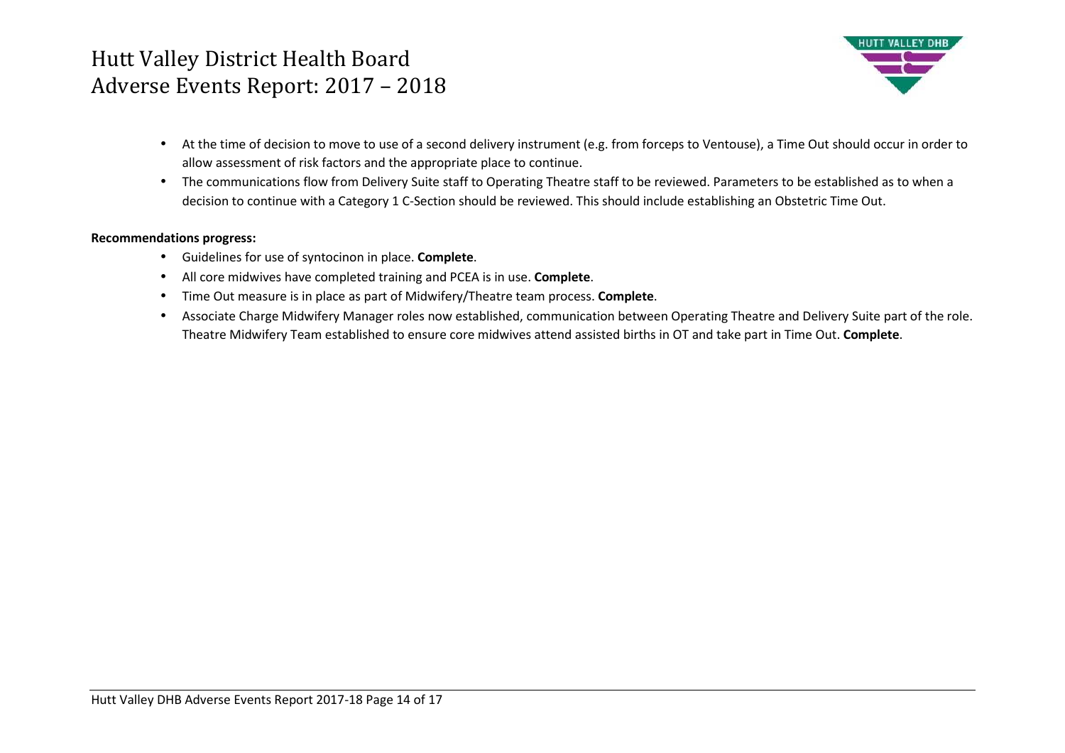- At the time of decision to move to use of a second delivery instrument (e.g. from forceps to Ventouse), a Time Out should occur in order to allow assessment of risk factors and the appropriate place to continue.
- The communications flow from Delivery Suite staff to Operating Theatre staff to be reviewed. Parameters to be established as to when a decision to continue with a Category 1 C-Section should be reviewed. This should include establishing an Obstetric Time Out.

**Recommendations progress:**

- Guidelines for use of syntocinon in place. **Complete**.
- All core midwives have completed training and PCEA is in use. **Complete**.
- Time Out measure is in place as part of Midwifery/Theatre team process. **Complete**.
- Associate Charge Midwifery Manager roles now established, communication between Operating Theatre and Delivery Suite part of the role. Theatre Midwifery Team established to ensure core midwives attend assisted births in OT and take part in Time Out. **Complete**.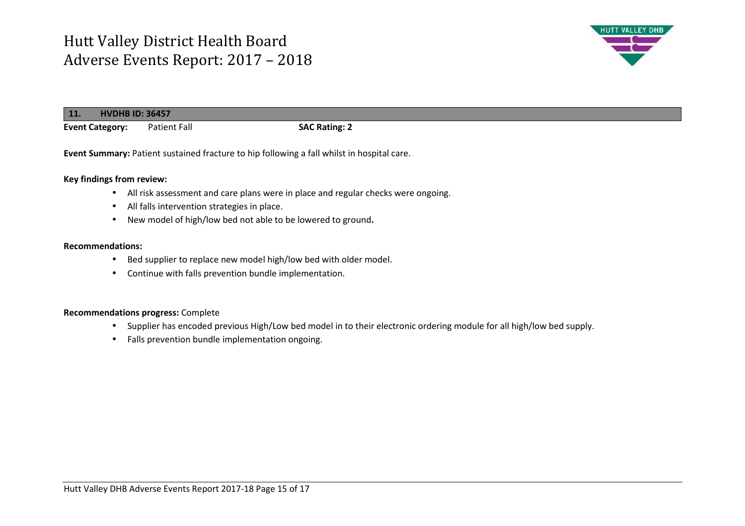# Hutt Valley District Health Board
# Adverse Events Report: 2017 – 2018

| **11.** | **HVDHB ID: 36457** |
|---|---|

**Event Category:** Patient Fall **SAC Rating: 2**

**Event Summary:** Patient sustained fracture to hip following a fall whilst in hospital care.

**Key findings from review:**

- All risk assessment and care plans were in place and regular checks were ongoing.
- All falls intervention strategies in place.
- New model of high/low bed not able to be lowered to ground.

**Recommendations:**

- Bed supplier to replace new model high/low bed with older model.
- Continue with falls prevention bundle implementation.

**Recommendations progress:** Complete

- Supplier has encoded previous High/Low bed model in to their electronic ordering module for all high/low bed supply.
- Falls prevention bundle implementation ongoing.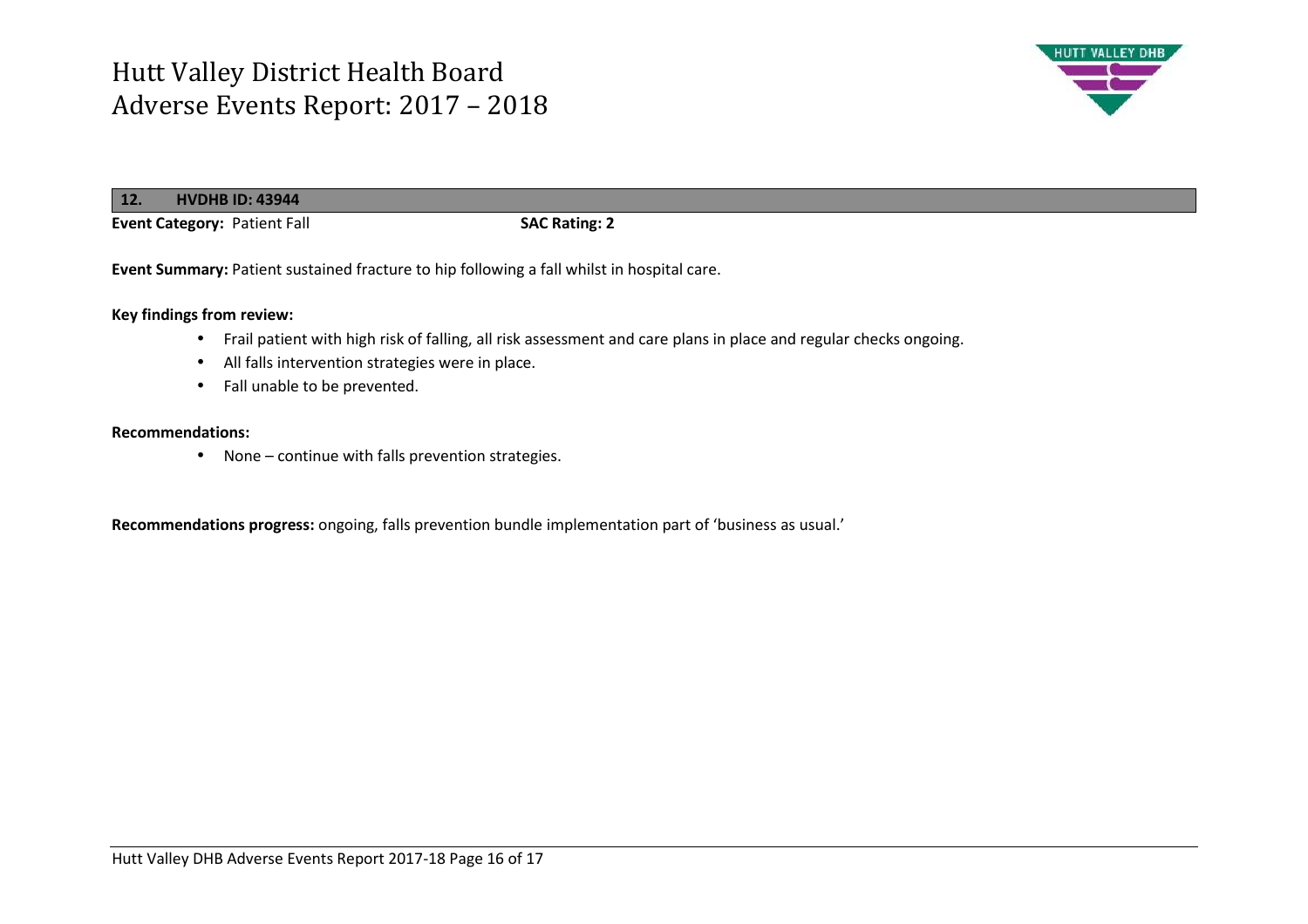| 12. | HVDHB ID: 43944 |
| --- | --- |

**Event Category:** Patient Fall **SAC Rating: 2**

**Event Summary:** Patient sustained fracture to hip following a fall whilst in hospital care.

**Key findings from review:**

- Frail patient with high risk of falling, all risk assessment and care plans in place and regular checks ongoing.
- All falls intervention strategies were in place.
- Fall unable to be prevented.

**Recommendations:**

- None – continue with falls prevention strategies.

**Recommendations progress:** ongoing, falls prevention bundle implementation part of 'business as usual.'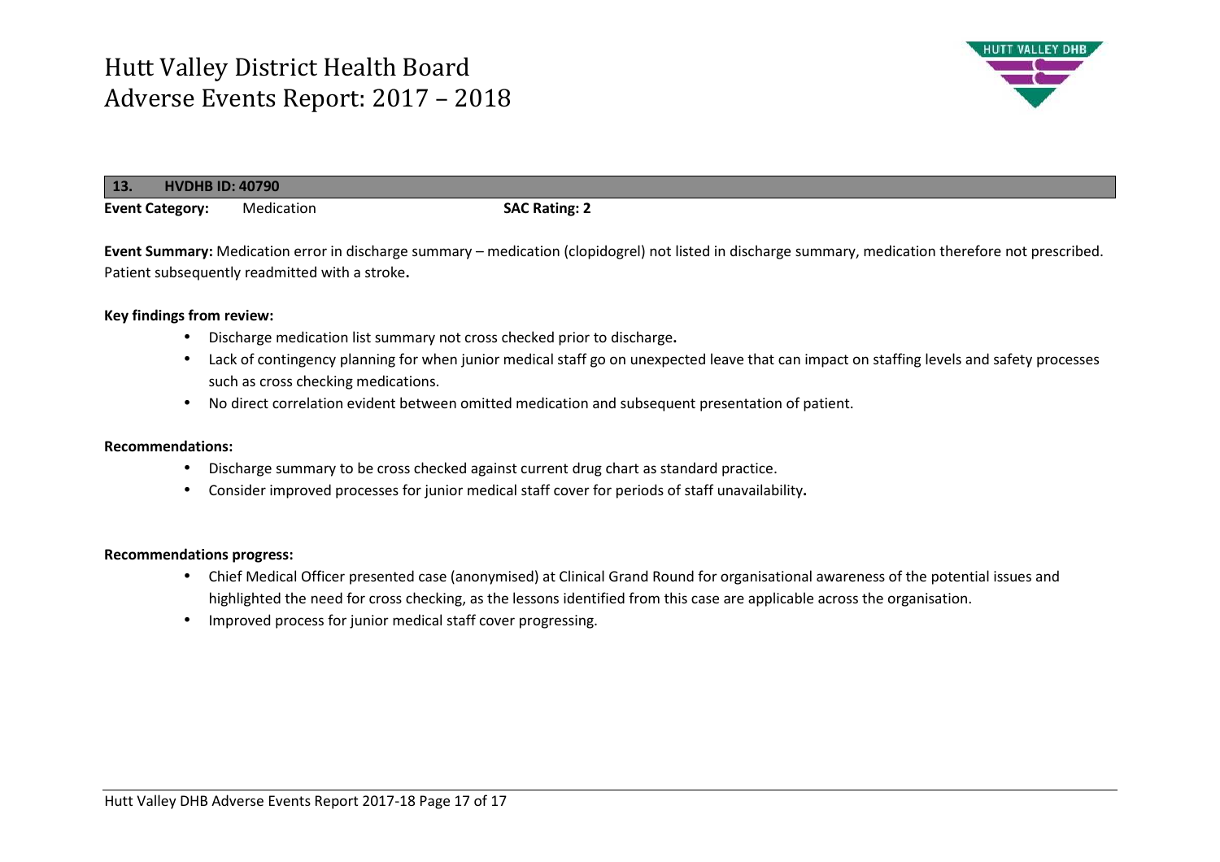| 13. | HVDHB ID: 40790 | |
|---|---|---|
| **Event Category:** | Medication | **SAC Rating: 2** |

**Event Summary:** Medication error in discharge summary – medication (clopidogrel) not listed in discharge summary, medication therefore not prescribed. Patient subsequently readmitted with a stroke**.**

**Key findings from review:**

- Discharge medication list summary not cross checked prior to discharge**.**
- Lack of contingency planning for when junior medical staff go on unexpected leave that can impact on staffing levels and safety processes such as cross checking medications.
- No direct correlation evident between omitted medication and subsequent presentation of patient.

**Recommendations:**

- Discharge summary to be cross checked against current drug chart as standard practice.
- Consider improved processes for junior medical staff cover for periods of staff unavailability**.**

**Recommendations progress:**

- Chief Medical Officer presented case (anonymised) at Clinical Grand Round for organisational awareness of the potential issues and highlighted the need for cross checking, as the lessons identified from this case are applicable across the organisation.
- Improved process for junior medical staff cover progressing.